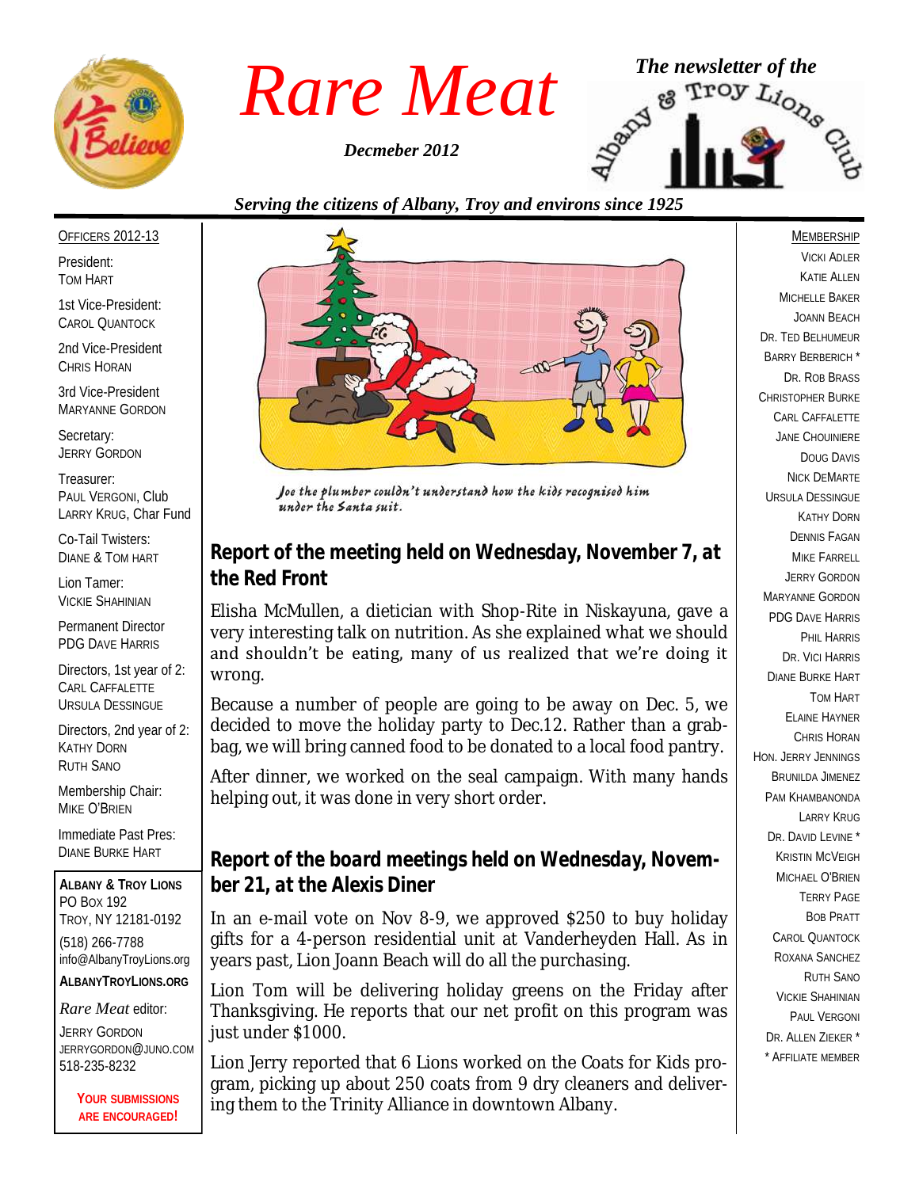# Rare Meat

*Decmeber 2012*

*The newsletter of the Albany & Troy Lions Club*

*Serving the citizens of Albany, Troy and environs since 1925*

OFFICERS 2012-13

President:
TOM HART

1st Vice-President:
CAROL QUANTOCK

2nd Vice-President
CHRIS HORAN

3rd Vice-President
MARYANNE GORDON

Secretary:
JERRY GORDON

Treasurer:
PAUL VERGONI, Club
LARRY KRUG, Char Fund

Co-Tail Twisters:
DIANE & TOM HART

Lion Tamer:
VICKIE SHAHINIAN

Permanent Director
PDG DAVE HARRIS

Directors, 1st year of 2:
CARL CAFFALETTE
URSULA DESSINGUE

Directors, 2nd year of 2:
KATHY DORN
RUTH SANO

Membership Chair:
MIKE O'BRIEN

Immediate Past Pres:
DIANE BURKE HART

**ALBANY & TROY LIONS**
PO BOX 192
TROY, NY 12181-0192
(518) 266-7788
info@AlbanyTroyLions.org
**ALBANYTROYLIONS.ORG**

*Rare Meat* editor:
JERRY GORDON
JERRYGORDON@JUNO.COM
518-235-8232

**YOUR SUBMISSIONS ARE ENCOURAGED!**

*Joe the plumber couldn't understand how the kids recognised him under the Santa suit.*

## Report of the meeting held on Wednesday, November 7, at the Red Front

Elisha McMullen, a dietician with Shop-Rite in Niskayuna, gave a very interesting talk on nutrition. As she explained what we should and shouldn't be eating, many of us realized that we're doing it wrong.

Because a number of people are going to be away on Dec. 5, we decided to move the holiday party to Dec.12. Rather than a grab-bag, we will bring canned food to be donated to a local food pantry.

After dinner, we worked on the seal campaign. With many hands helping out, it was done in very short order.

## Report of the board meetings held on Wednesday, November 21, at the Alexis Diner

In an e-mail vote on Nov 8-9, we approved $250 to buy holiday gifts for a 4-person residential unit at Vanderheyden Hall. As in years past, Lion Joann Beach will do all the purchasing.

Lion Tom will be delivering holiday greens on the Friday after Thanksgiving. He reports that our net profit on this program was just under $1000.

Lion Jerry reported that 6 Lions worked on the Coats for Kids program, picking up about 250 coats from 9 dry cleaners and delivering them to the Trinity Alliance in downtown Albany.

MEMBERSHIP

VICKI ADLER
KATIE ALLEN
MICHELLE BAKER
JOANN BEACH
DR. TED BELHUMEUR
BARRY BERBERICH *
DR. ROB BRASS
CHRISTOPHER BURKE
CARL CAFFALETTE
JANE CHOUINIERE
DOUG DAVIS
NICK DEMARTE
URSULA DESSINGUE
KATHY DORN
DENNIS FAGAN
MIKE FARRELL
JERRY GORDON
MARYANNE GORDON
PDG DAVE HARRIS
PHIL HARRIS
DR. VICI HARRIS
DIANE BURKE HART
TOM HART
ELAINE HAYNER
CHRIS HORAN
HON. JERRY JENNINGS
BRUNILDA JIMENEZ
PAM KHAMBANONDA
LARRY KRUG
DR. DAVID LEVINE *
KRISTIN MCVEIGH
MICHAEL O'BRIEN
TERRY PAGE
BOB PRATT
CAROL QUANTOCK
ROXANA SANCHEZ
RUTH SANO
VICKIE SHAHINIAN
PAUL VERGONI
DR. ALLEN ZIEKER *
* AFFILIATE MEMBER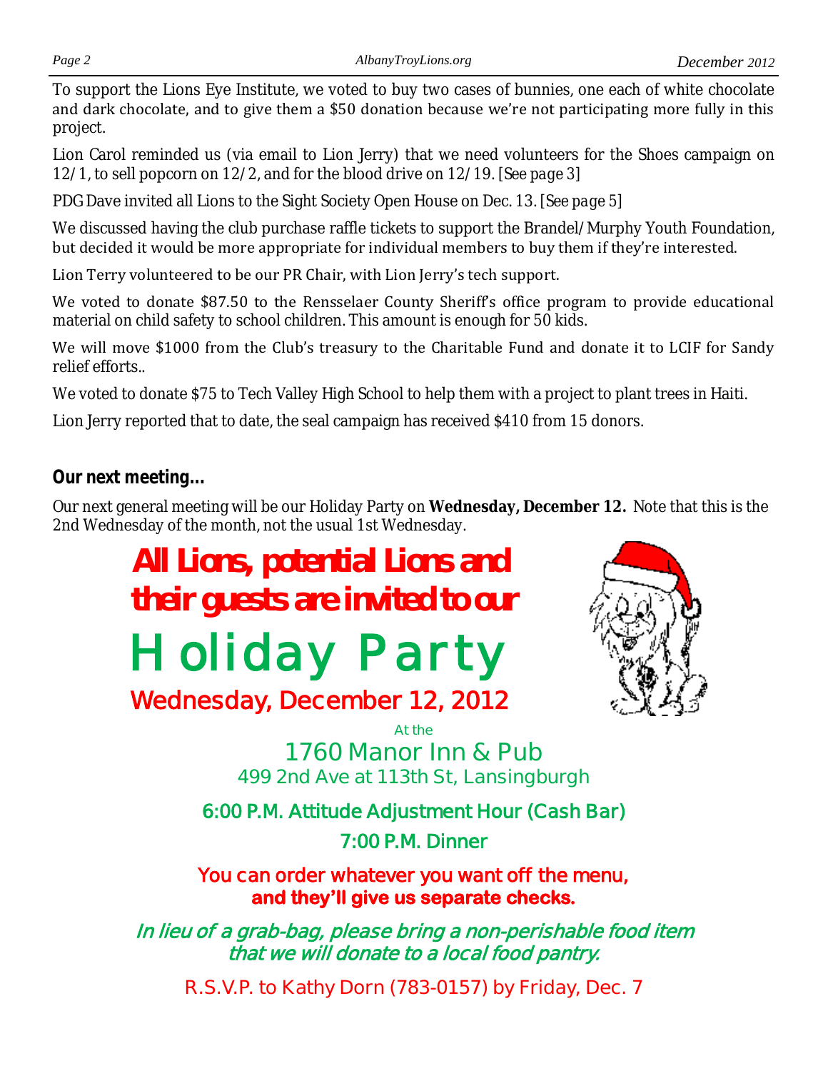To support the Lions Eye Institute, we voted to buy two cases of bunnies, one each of white chocolate and dark chocolate, and to give them a $50 donation because we're not participating more fully in this project.

Lion Carol reminded us (via email to Lion Jerry) that we need volunteers for the Shoes campaign on 12/1, to sell popcorn on 12/2, and for the blood drive on 12/19. [*See page 3*]

PDG Dave invited all Lions to the Sight Society Open House on Dec. 13. [*See page 5*]

We discussed having the club purchase raffle tickets to support the Brandel/Murphy Youth Foundation, but decided it would be more appropriate for individual members to buy them if they're interested.

Lion Terry volunteered to be our PR Chair, with Lion Jerry's tech support.

We voted to donate $87.50 to the Rensselaer County Sheriff's office program to provide educational material on child safety to school children. This amount is enough for 50 kids.

We will move $1000 from the Club's treasury to the Charitable Fund and donate it to LCIF for Sandy relief efforts..

We voted to donate $75 to Tech Valley High School to help them with a project to plant trees in Haiti.

Lion Jerry reported that to date, the seal campaign has received $410 from 15 donors.

### Our next meeting…

Our next general meeting will be our Holiday Party on **Wednesday, December 12.** Note that this is the 2nd Wednesday of the month, not the usual 1st Wednesday.

**All Lions, potential Lions and their guests are invited to our**

# Holiday Party

## Wednesday, December 12, 2012

At the

1760 Manor Inn & Pub

499 2nd Ave at 113th St, Lansingburgh

**6:00 P.M. Attitude Adjustment Hour (Cash Bar)**

**7:00 P.M. Dinner**

You can order whatever you want off the menu, **and they'll give us separate checks.**

*In lieu of a grab-bag, please bring a non-perishable food item that we will donate to a local food pantry.*

R.S.V.P. to Kathy Dorn (783-0157) by Friday, Dec. 7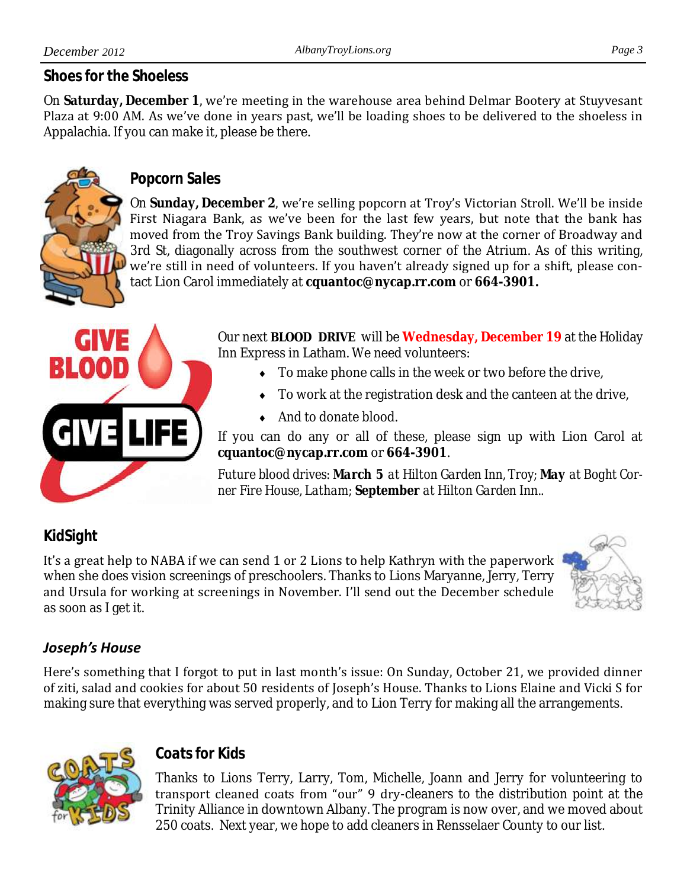## Shoes for the Shoeless

On **Saturday, December 1**, we're meeting in the warehouse area behind Delmar Bootery at Stuyvesant Plaza at 9:00 AM. As we've done in years past, we'll be loading shoes to be delivered to the shoeless in Appalachia. If you can make it, please be there.

## Popcorn Sales

On **Sunday, December 2**, we're selling popcorn at Troy's Victorian Stroll. We'll be inside First Niagara Bank, as we've been for the last few years, but note that the bank has moved from the Troy Savings Bank building. They're now at the corner of Broadway and 3rd St, diagonally across from the southwest corner of the Atrium. As of this writing, we're still in need of volunteers. If you haven't already signed up for a shift, please contact Lion Carol immediately at **cquantoc@nycap.rr.com** or **664-3901.**

Our next **BLOOD DRIVE** will be **Wednesday, December 19** at the Holiday Inn Express in Latham. We need volunteers:

- To make phone calls in the week or two before the drive,
- To work at the registration desk and the canteen at the drive,
- And to donate blood.

If you can do any or all of these, please sign up with Lion Carol at **cquantoc@nycap.rr.com** or **664-3901**.

*Future blood drives:* ***March 5*** *at Hilton Garden Inn, Troy;* ***May*** *at Boght Corner Fire House, Latham;* ***September*** *at Hilton Garden Inn..*

## KidSight

It's a great help to NABA if we can send 1 or 2 Lions to help Kathryn with the paperwork when she does vision screenings of preschoolers. Thanks to Lions Maryanne, Jerry, Terry and Ursula for working at screenings in November. I'll send out the December schedule as soon as I get it.

## *Joseph's House*

Here's something that I forgot to put in last month's issue: On Sunday, October 21, we provided dinner of ziti, salad and cookies for about 50 residents of Joseph's House. Thanks to Lions Elaine and Vicki S for making sure that everything was served properly, and to Lion Terry for making all the arrangements.

## Coats for Kids

Thanks to Lions Terry, Larry, Tom, Michelle, Joann and Jerry for volunteering to transport cleaned coats from "our" 9 dry-cleaners to the distribution point at the Trinity Alliance in downtown Albany. The program is now over, and we moved about 250 coats. Next year, we hope to add cleaners in Rensselaer County to our list.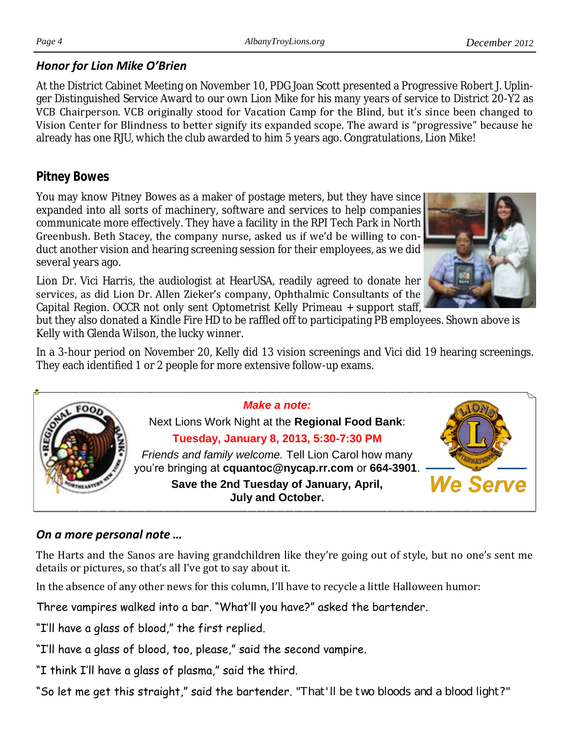### *Honor for Lion Mike O'Brien*

At the District Cabinet Meeting on November 10, PDG Joan Scott presented a Progressive Robert J. Uplinger Distinguished Service Award to our own Lion Mike for his many years of service to District 20-Y2 as VCB Chairperson. VCB originally stood for Vacation Camp for the Blind, but it's since been changed to Vision Center for Blindness to better signify its expanded scope. The award is "progressive" because he already has one RJU, which the club awarded to him 5 years ago. Congratulations, Lion Mike!

### Pitney Bowes

You may know Pitney Bowes as a maker of postage meters, but they have since expanded into all sorts of machinery, software and services to help companies communicate more effectively. They have a facility in the RPI Tech Park in North Greenbush. Beth Stacey, the company nurse, asked us if we'd be willing to conduct another vision and hearing screening session for their employees, as we did several years ago.

Lion Dr. Vici Harris, the audiologist at HearUSA, readily agreed to donate her services, as did Lion Dr. Allen Zieker's company, Ophthalmic Consultants of the Capital Region. OCCR not only sent Optometrist Kelly Primeau + support staff, but they also donated a Kindle Fire HD to be raffled off to participating PB employees. Shown above is Kelly with Glenda Wilson, the lucky winner.

In a 3-hour period on November 20, Kelly did 13 vision screenings and Vici did 19 hearing screenings. They each identified 1 or 2 people for more extensive follow-up exams.

***Make a note:***

Next Lions Work Night at the **Regional Food Bank**:

**Tuesday, January 8, 2013, 5:30-7:30 PM**

*Friends and family welcome.* Tell Lion Carol how many you're bringing at **cquantoc@nycap.rr.com** or **664-3901**.

**Save the 2nd Tuesday of January, April, July and October.**

**We Serve**

### *On a more personal note …*

The Harts and the Sanos are having grandchildren like they're going out of style, but no one's sent me details or pictures, so that's all I've got to say about it.

In the absence of any other news for this column, I'll have to recycle a little Halloween humor:

Three vampires walked into a bar. "What'll you have?" asked the bartender.

"I'll have a glass of blood," the first replied.

"I'll have a glass of blood, too, please," said the second vampire.

"I think I'll have a glass of plasma," said the third.

"So let me get this straight," said the bartender. "That'll be two bloods and a blood light?"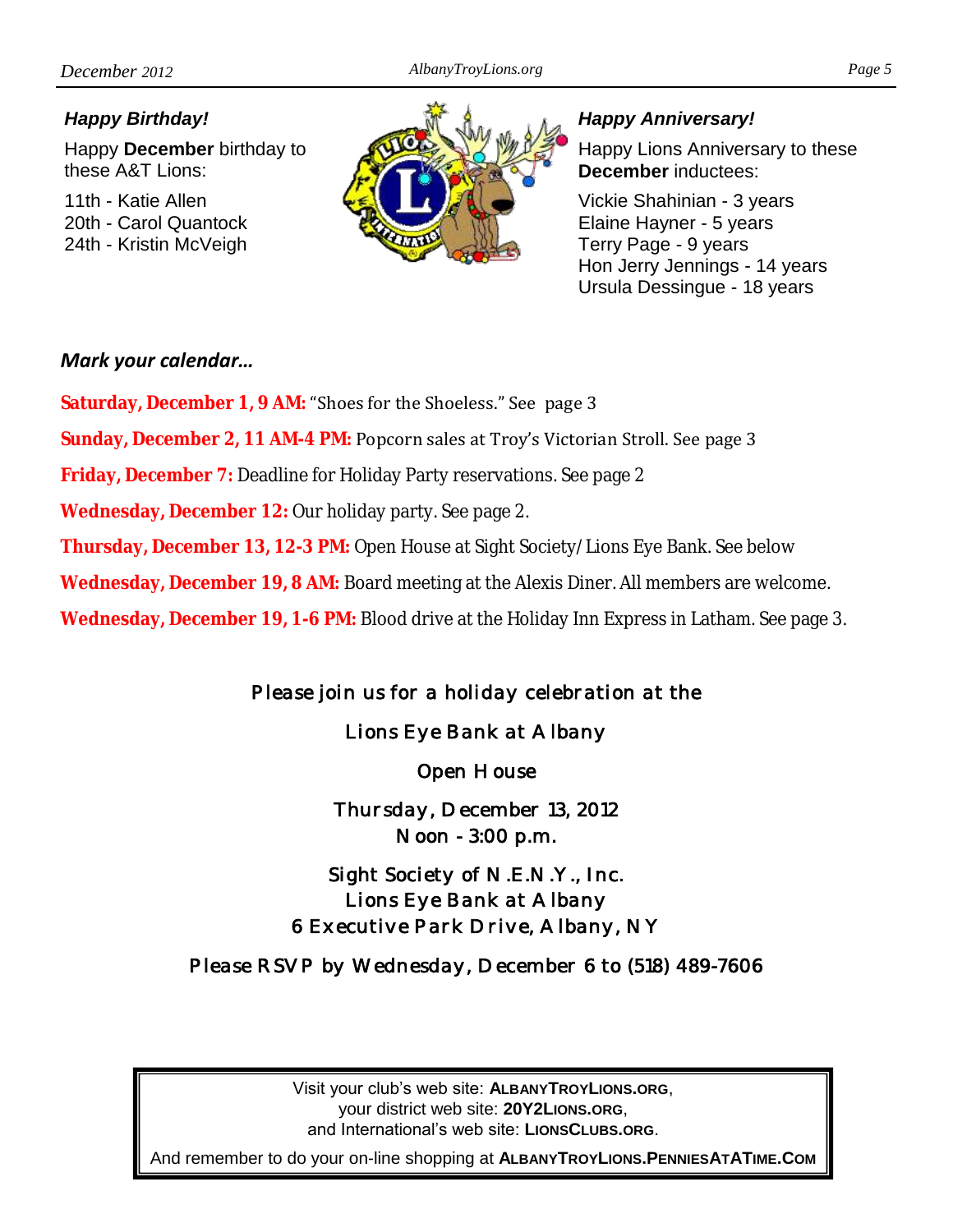***Happy Birthday!***

Happy **December** birthday to these A&T Lions:

11th - Katie Allen
20th - Carol Quantock
24th - Kristin McVeigh

***Happy Anniversary!***

Happy Lions Anniversary to these **December** inductees:

Vickie Shahinian - 3 years
Elaine Hayner - 5 years
Terry Page - 9 years
Hon Jerry Jennings - 14 years
Ursula Dessingue - 18 years

***Mark your calendar…***

**Saturday, December 1, 9 AM:** "Shoes for the Shoeless." See page 3

**Sunday, December 2, 11 AM-4 PM:** Popcorn sales at Troy's Victorian Stroll. See page 3

**Friday, December 7:** Deadline for Holiday Party reservations. See page 2

**Wednesday, December 12:** Our holiday party. See page 2.

**Thursday, December 13, 12-3 PM:** Open House at Sight Society/Lions Eye Bank. See below

**Wednesday, December 19, 8 AM:** Board meeting at the Alexis Diner. All members are welcome.

**Wednesday, December 19, 1-6 PM:** Blood drive at the Holiday Inn Express in Latham. See page 3.

Please join us for a holiday celebration at the

Lions Eye Bank at Albany

Open House

Thursday, December 13, 2012
Noon - 3:00 p.m.

Sight Society of N.E.N.Y., Inc.
Lions Eye Bank at Albany
6 Executive Park Drive, Albany, NY

Please RSVP by Wednesday, December 6 to (518) 489-7606

Visit your club's web site: **ALBANYTROYLIONS.ORG**,
your district web site: **20Y2LIONS.ORG**,
and International's web site: **LIONSCLUBS.ORG**.

And remember to do your on-line shopping at **ALBANYTROYLIONS.PENNIESATATIME.COM**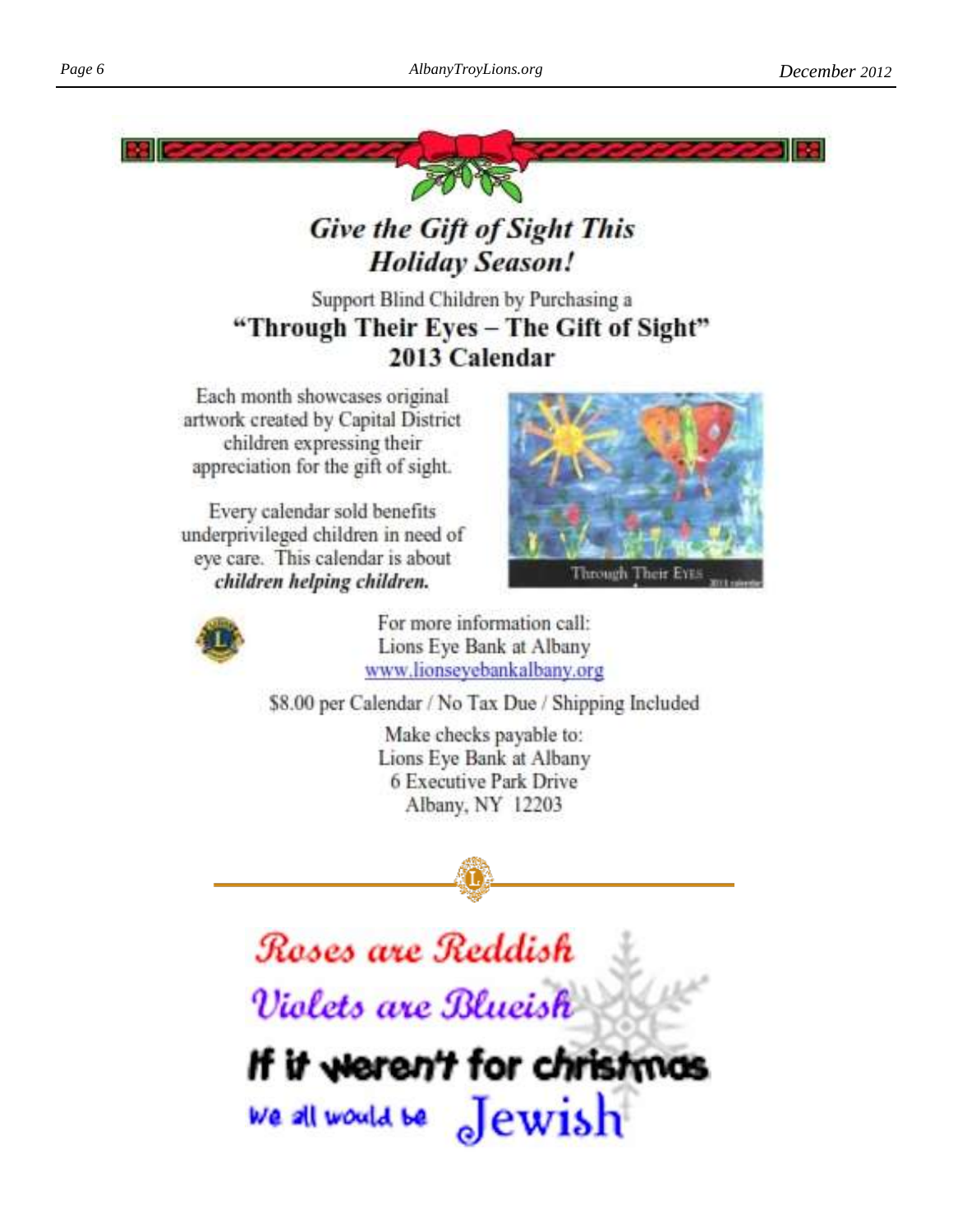## *Give the Gift of Sight This Holiday Season!*

Support Blind Children by Purchasing a

### "Through Their Eyes – The Gift of Sight" 2013 Calendar

Each month showcases original artwork created by Capital District children expressing their appreciation for the gift of sight.

Every calendar sold benefits underprivileged children in need of eye care. This calendar is about ***children helping children.***

Through Their EYES

For more information call:
Lions Eye Bank at Albany
www.lionseyebankalbany.org

$8.00 per Calendar / No Tax Due / Shipping Included

Make checks payable to:
Lions Eye Bank at Albany
6 Executive Park Drive
Albany, NY 12203

---

Roses are Reddish
Violets are Blueish
If it weren't for christmas
we all would be Jewish